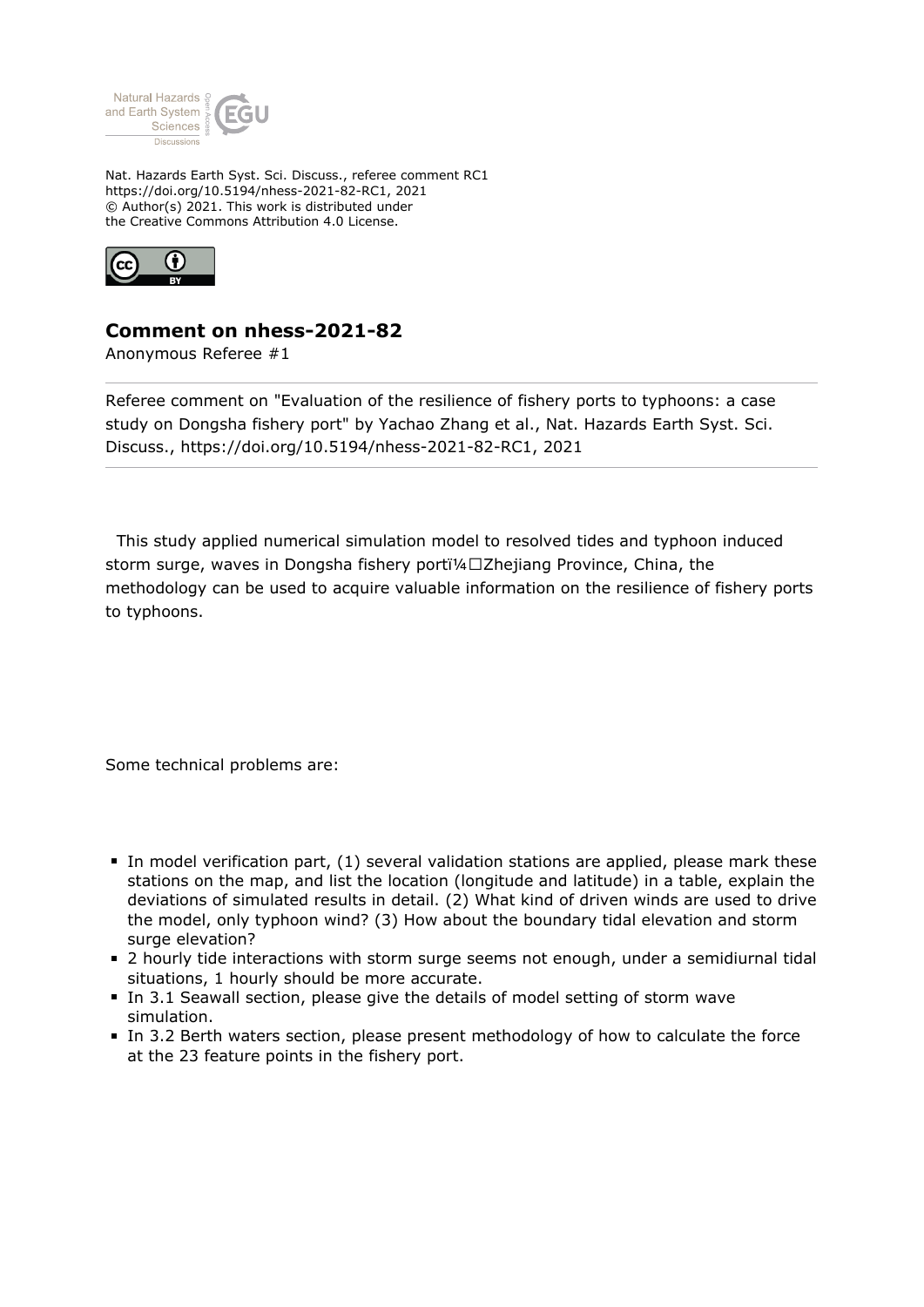Nat. Hazards Earth Syst. Sci. Discuss., referee comment RC1
https://doi.org/10.5194/nhess-2021-82-RC1, 2021
© Author(s) 2021. This work is distributed under
the Creative Commons Attribution 4.0 License.

## Comment on nhess-2021-82

Anonymous Referee #1

Referee comment on "Evaluation of the resilience of fishery ports to typhoons: a case study on Dongsha fishery port" by Yachao Zhang et al., Nat. Hazards Earth Syst. Sci. Discuss., https://doi.org/10.5194/nhess-2021-82-RC1, 2021

This study applied numerical simulation model to resolved tides and typhoon induced storm surge, waves in Dongsha fishery portï¼Zhejiang Province, China, the methodology can be used to acquire valuable information on the resilience of fishery ports to typhoons.

Some technical problems are:

- In model verification part, (1) several validation stations are applied, please mark these stations on the map, and list the location (longitude and latitude) in a table, explain the deviations of simulated results in detail. (2) What kind of driven winds are used to drive the model, only typhoon wind? (3) How about the boundary tidal elevation and storm surge elevation?
- 2 hourly tide interactions with storm surge seems not enough, under a semidiurnal tidal situations, 1 hourly should be more accurate.
- In 3.1 Seawall section, please give the details of model setting of storm wave simulation.
- In 3.2 Berth waters section, please present methodology of how to calculate the force at the 23 feature points in the fishery port.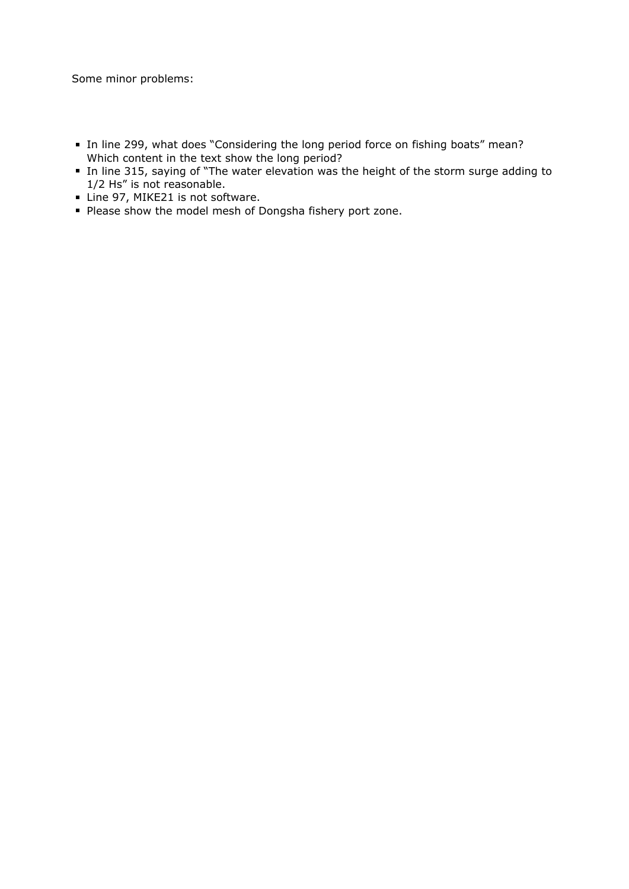Some minor problems:

- In line 299, what does "Considering the long period force on fishing boats" mean? Which content in the text show the long period?
- In line 315, saying of "The water elevation was the height of the storm surge adding to 1/2 Hs" is not reasonable.
- Line 97, MIKE21 is not software.
- Please show the model mesh of Dongsha fishery port zone.